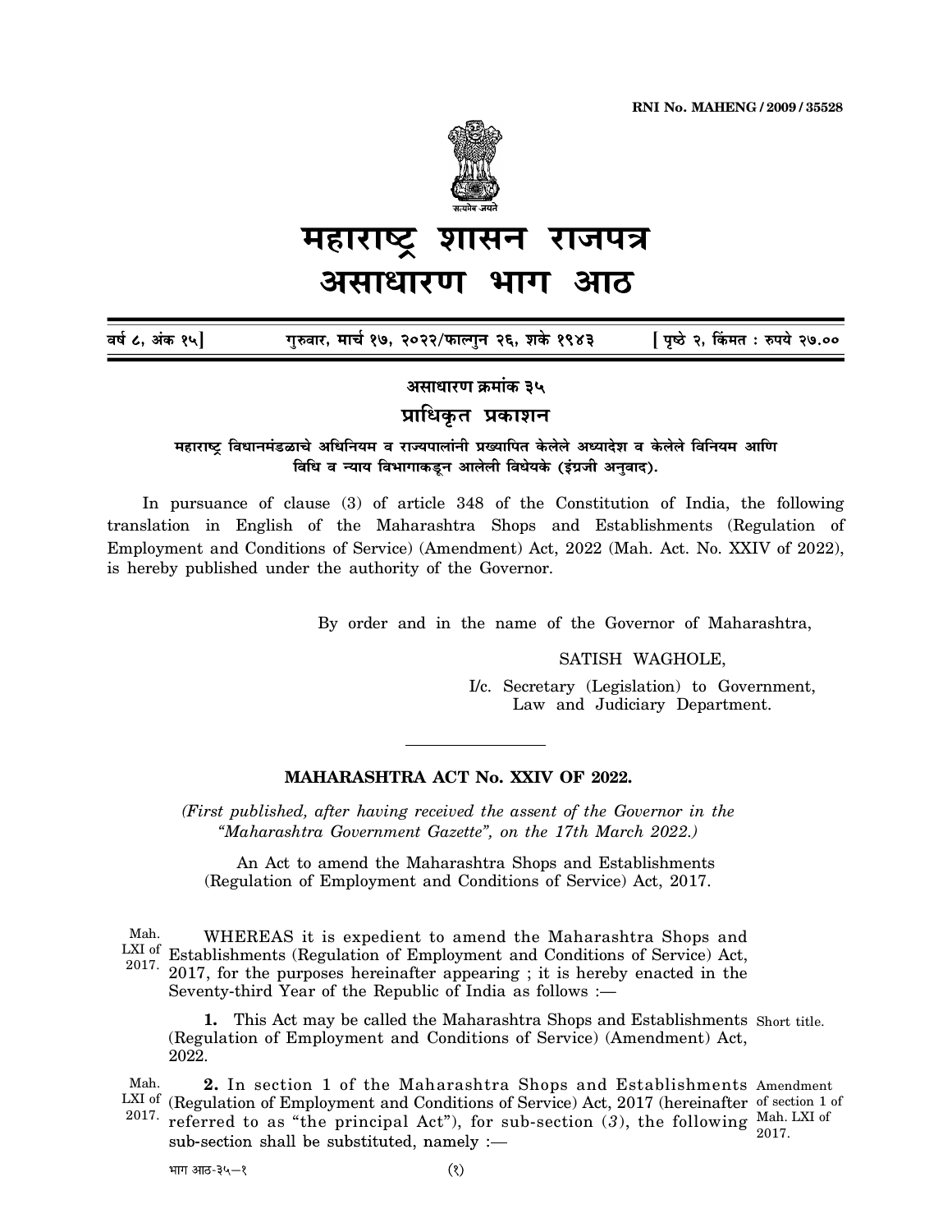RNI No. MAHENG / 2009 / 35528

# महाराष्ट्र शासन राजपत्र
# असाधारण भाग आठ

वर्ष ८, अंक १५] गुरुवार, मार्च १७, २०२२/फाल्गुन २६, शके १९४३ [ पृष्ठे २, किंमत : रुपये २७.००

**असाधारण क्रमांक ३५**

**प्राधिकृत प्रकाशन**

**महाराष्ट्र विधानमंडळाचे अधिनियम व राज्यपालांनी प्रख्यापित केलेले अध्यादेश व केलेले विनियम आणि विधि व न्याय विभागाकडून आलेली विधेयके (इंग्रजी अनुवाद).**

In pursuance of clause (3) of article 348 of the Constitution of India, the following translation in English of the Maharashtra Shops and Establishments (Regulation of Employment and Conditions of Service) (Amendment) Act, 2022 (Mah. Act. No. XXIV of 2022), is hereby published under the authority of the Governor.

By order and in the name of the Governor of Maharashtra,

SATISH WAGHOLE,
I/c. Secretary (Legislation) to Government,
Law and Judiciary Department.

---

## MAHARASHTRA ACT No. XXIV OF 2022.

*(First published, after having received the assent of the Governor in the "Maharashtra Government Gazette", on the 17th March 2022.)*

An Act to amend the Maharashtra Shops and Establishments (Regulation of Employment and Conditions of Service) Act, 2017.

Mah. LXI of 2017. WHEREAS it is expedient to amend the Maharashtra Shops and Establishments (Regulation of Employment and Conditions of Service) Act, 2017, for the purposes hereinafter appearing ; it is hereby enacted in the Seventy-third Year of the Republic of India as follows :—

Short title. **1.** This Act may be called the Maharashtra Shops and Establishments (Regulation of Employment and Conditions of Service) (Amendment) Act, 2022.

Mah. LXI of 2017. Amendment of section 1 of Mah. LXI of 2017. **2.** In section 1 of the Maharashtra Shops and Establishments (Regulation of Employment and Conditions of Service) Act, 2017 (hereinafter referred to as "the principal Act"), for sub-section (*3*), the following sub-section shall be substituted, namely :—

भाग आठ-३५—१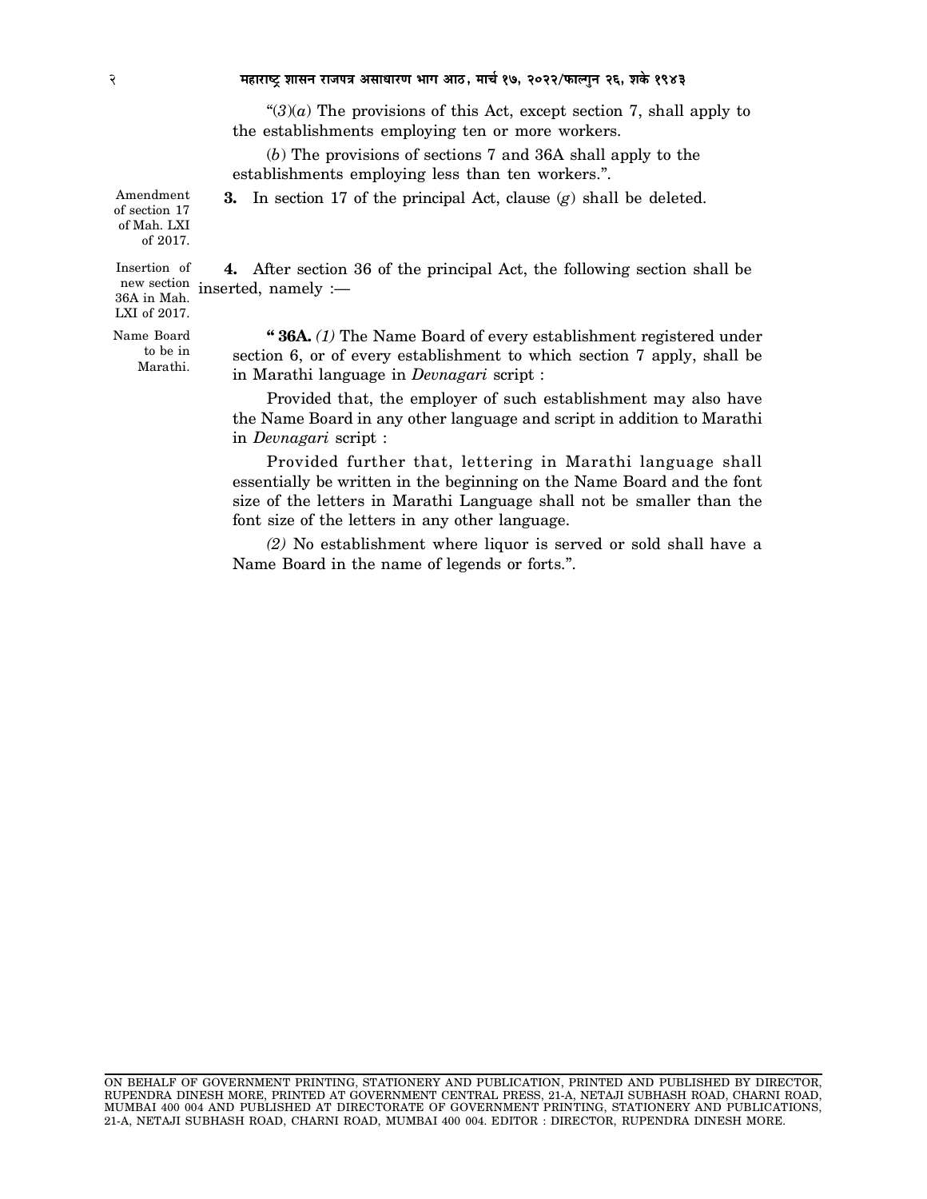"(3)(a) The provisions of this Act, except section 7, shall apply to the establishments employing ten or more workers.

(b) The provisions of sections 7 and 36A shall apply to the establishments employing less than ten workers.".

Amendment of section 17 of Mah. LXI of 2017.

**3.** In section 17 of the principal Act, clause (g) shall be deleted.

Insertion of new section 36A in Mah. LXI of 2017.

**4.** After section 36 of the principal Act, the following section shall be inserted, namely :—

Name Board to be in Marathi.

"**36A.** (1) The Name Board of every establishment registered under section 6, or of every establishment to which section 7 apply, shall be in Marathi language in *Devnagari* script :

Provided that, the employer of such establishment may also have the Name Board in any other language and script in addition to Marathi in *Devnagari* script :

Provided further that, lettering in Marathi language shall essentially be written in the beginning on the Name Board and the font size of the letters in Marathi Language shall not be smaller than the font size of the letters in any other language.

(2) No establishment where liquor is served or sold shall have a Name Board in the name of legends or forts.".

ON BEHALF OF GOVERNMENT PRINTING, STATIONERY AND PUBLICATION, PRINTED AND PUBLISHED BY DIRECTOR, RUPENDRA DINESH MORE, PRINTED AT GOVERNMENT CENTRAL PRESS, 21-A, NETAJI SUBHASH ROAD, CHARNI ROAD, MUMBAI 400 004 AND PUBLISHED AT DIRECTORATE OF GOVERNMENT PRINTING, STATIONERY AND PUBLICATIONS, 21-A, NETAJI SUBHASH ROAD, CHARNI ROAD, MUMBAI 400 004. EDITOR : DIRECTOR, RUPENDRA DINESH MORE.